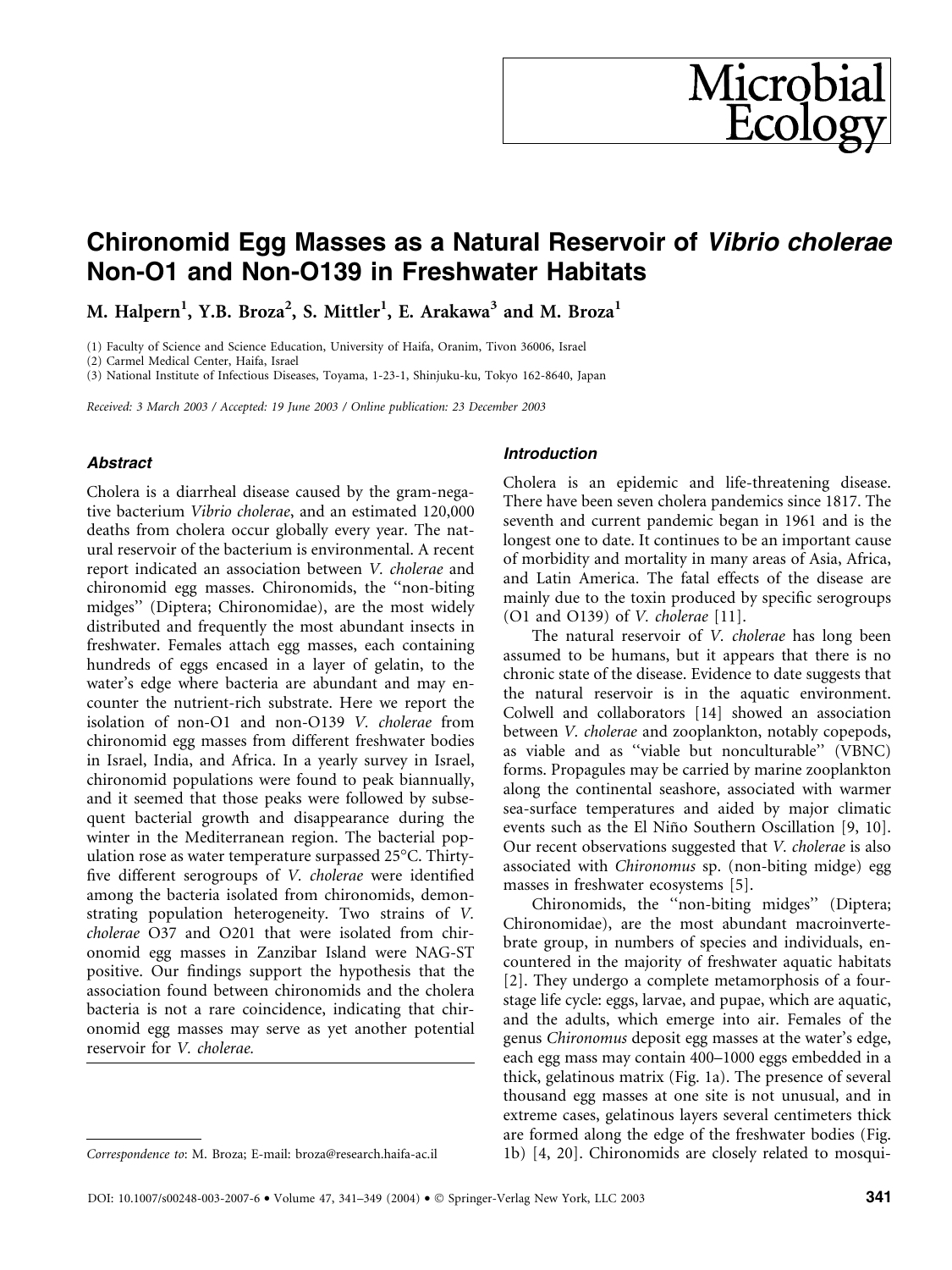# Chironomid Egg Masses as a Natural Reservoir of *Vibrio cholerae* Non-O1 and Non-O139 in Freshwater Habitats

**M. Halpern[1], Y.B. Broza[2], S. Mittler[1], E. Arakawa[3] and M. Broza[1]**

(1) Faculty of Science and Science Education, University of Haifa, Oranim, Tivon 36006, Israel
(2) Carmel Medical Center, Haifa, Israel
(3) National Institute of Infectious Diseases, Toyama, 1-23-1, Shinjuku-ku, Tokyo 162-8640, Japan

*Received: 3 March 2003 / Accepted: 19 June 2003 / Online publication: 23 December 2003*

## Abstract

Cholera is a diarrheal disease caused by the gram-negative bacterium *Vibrio cholerae*, and an estimated 120,000 deaths from cholera occur globally every year. The natural reservoir of the bacterium is environmental. A recent report indicated an association between *V. cholerae* and chironomid egg masses. Chironomids, the "non-biting midges" (Diptera; Chironomidae), are the most widely distributed and frequently the most abundant insects in freshwater. Females attach egg masses, each containing hundreds of eggs encased in a layer of gelatin, to the water's edge where bacteria are abundant and may encounter the nutrient-rich substrate. Here we report the isolation of non-O1 and non-O139 *V. cholerae* from chironomid egg masses from different freshwater bodies in Israel, India, and Africa. In a yearly survey in Israel, chironomid populations were found to peak biannually, and it seemed that those peaks were followed by subsequent bacterial growth and disappearance during the winter in the Mediterranean region. The bacterial population rose as water temperature surpassed 25°C. Thirty-five different serogroups of *V. cholerae* were identified among the bacteria isolated from chironomids, demonstrating population heterogeneity. Two strains of *V. cholerae* O37 and O201 that were isolated from chironomid egg masses in Zanzibar Island were NAG-ST positive. Our findings support the hypothesis that the association found between chironomids and the cholera bacteria is not a rare coincidence, indicating that chironomid egg masses may serve as yet another potential reservoir for *V. cholerae.*

*Correspondence to*: M. Broza; E-mail: broza@research.haifa-ac.il

## Introduction

Cholera is an epidemic and life-threatening disease. There have been seven cholera pandemics since 1817. The seventh and current pandemic began in 1961 and is the longest one to date. It continues to be an important cause of morbidity and mortality in many areas of Asia, Africa, and Latin America. The fatal effects of the disease are mainly due to the toxin produced by specific serogroups (O1 and O139) of *V. cholerae* [11].

The natural reservoir of *V. cholerae* has long been assumed to be humans, but it appears that there is no chronic state of the disease. Evidence to date suggests that the natural reservoir is in the aquatic environment. Colwell and collaborators [14] showed an association between *V. cholerae* and zooplankton, notably copepods, as viable and as "viable but nonculturable" (VBNC) forms. Propagules may be carried by marine zooplankton along the continental seashore, associated with warmer sea-surface temperatures and aided by major climatic events such as the El Niño Southern Oscillation [9, 10]. Our recent observations suggested that *V. cholerae* is also associated with *Chironomus* sp. (non-biting midge) egg masses in freshwater ecosystems [5].

Chironomids, the "non-biting midges" (Diptera; Chironomidae), are the most abundant macroinvertebrate group, in numbers of species and individuals, encountered in the majority of freshwater aquatic habitats [2]. They undergo a complete metamorphosis of a four-stage life cycle: eggs, larvae, and pupae, which are aquatic, and the adults, which emerge into air. Females of the genus *Chironomus* deposit egg masses at the water's edge, each egg mass may contain 400–1000 eggs embedded in a thick, gelatinous matrix (Fig. 1a). The presence of several thousand egg masses at one site is not unusual, and in extreme cases, gelatinous layers several centimeters thick are formed along the edge of the freshwater bodies (Fig. 1b) [4, 20]. Chironomids are closely related to mosqui-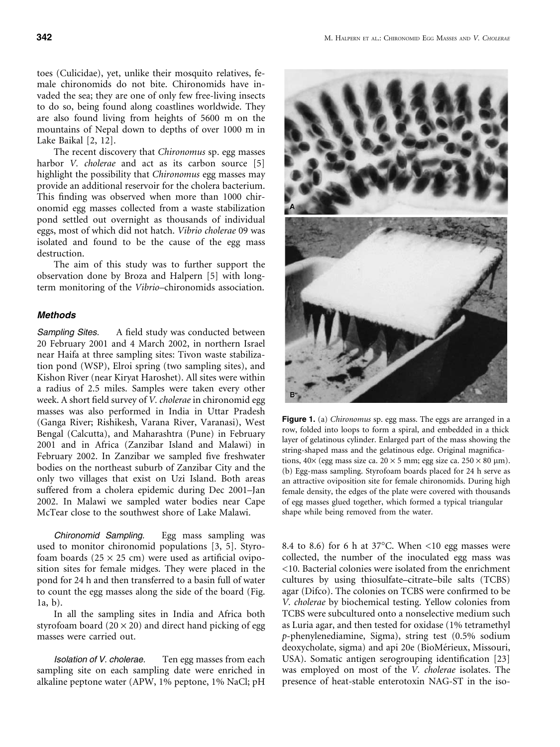toes (Culicidae), yet, unlike their mosquito relatives, female chironomids do not bite. Chironomids have invaded the sea; they are one of only few free-living insects to do so, being found along coastlines worldwide. They are also found living from heights of 5600 m on the mountains of Nepal down to depths of over 1000 m in Lake Baikal [2, 12].

The recent discovery that *Chironomus* sp. egg masses harbor *V. cholerae* and act as its carbon source [5] highlight the possibility that *Chironomus* egg masses may provide an additional reservoir for the cholera bacterium. This finding was observed when more than 1000 chironomid egg masses collected from a waste stabilization pond settled out overnight as thousands of individual eggs, most of which did not hatch. *Vibrio cholerae* 09 was isolated and found to be the cause of the egg mass destruction.

The aim of this study was to further support the observation done by Broza and Halpern [5] with long-term monitoring of the *Vibrio*–chironomids association.

## Methods

*Sampling Sites.* A field study was conducted between 20 February 2001 and 4 March 2002, in northern Israel near Haifa at three sampling sites: Tivon waste stabilization pond (WSP), Elroi spring (two sampling sites), and Kishon River (near Kiryat Haroshet). All sites were within a radius of 2.5 miles. Samples were taken every other week. A short field survey of *V. cholerae* in chironomid egg masses was also performed in India in Uttar Pradesh (Ganga River; Rishikesh, Varana River, Varanasi), West Bengal (Calcutta), and Maharashtra (Pune) in February 2001 and in Africa (Zanzibar Island and Malawi) in February 2002. In Zanzibar we sampled five freshwater bodies on the northeast suburb of Zanzibar City and the only two villages that exist on Uzi Island. Both areas suffered from a cholera epidemic during Dec 2001–Jan 2002. In Malawi we sampled water bodies near Cape McTear close to the southwest shore of Lake Malawi.

*Chironomid Sampling.* Egg mass sampling was used to monitor chironomid populations [3, 5]. Styrofoam boards ($25 \times 25$ cm) were used as artificial oviposition sites for female midges. They were placed in the pond for 24 h and then transferred to a basin full of water to count the egg masses along the side of the board (Fig. 1a, b).

In all the sampling sites in India and Africa both styrofoam board ($20 \times 20$) and direct hand picking of egg masses were carried out.

*Isolation of V. cholerae.* Ten egg masses from each sampling site on each sampling date were enriched in alkaline peptone water (APW, 1% peptone, 1% NaCl; pH 8.4 to 8.6) for 6 h at 37°C. When <10 egg masses were collected, the number of the inoculated egg mass was <10. Bacterial colonies were isolated from the enrichment cultures by using thiosulfate–citrate–bile salts (TCBS) agar (Difco). The colonies on TCBS were confirmed to be *V. cholerae* by biochemical testing. Yellow colonies from TCBS were subcultured onto a nonselective medium such as Luria agar, and then tested for oxidase (1% tetramethyl *p*-phenylenediamine, Sigma), string test (0.5% sodium deoxycholate, sigma) and api 20e (BioMérieux, Missouri, USA). Somatic antigen serogrouping identification [23] was employed on most of the *V. cholerae* isolates. The presence of heat-stable enterotoxin NAG-ST in the iso-

**Figure 1.** (a) *Chironomus* sp. egg mass. The eggs are arranged in a row, folded into loops to form a spiral, and embedded in a thick layer of gelatinous cylinder. Enlarged part of the mass showing the string-shaped mass and the gelatinous edge. Original magnifications, 40× (egg mass size ca. $20 \times 5$ mm; egg size ca. $250 \times 80$ μm). (b) Egg-mass sampling. Styrofoam boards placed for 24 h serve as an attractive oviposition site for female chironomids. During high female density, the edges of the plate were covered with thousands of egg masses glued together, which formed a typical triangular shape while being removed from the water.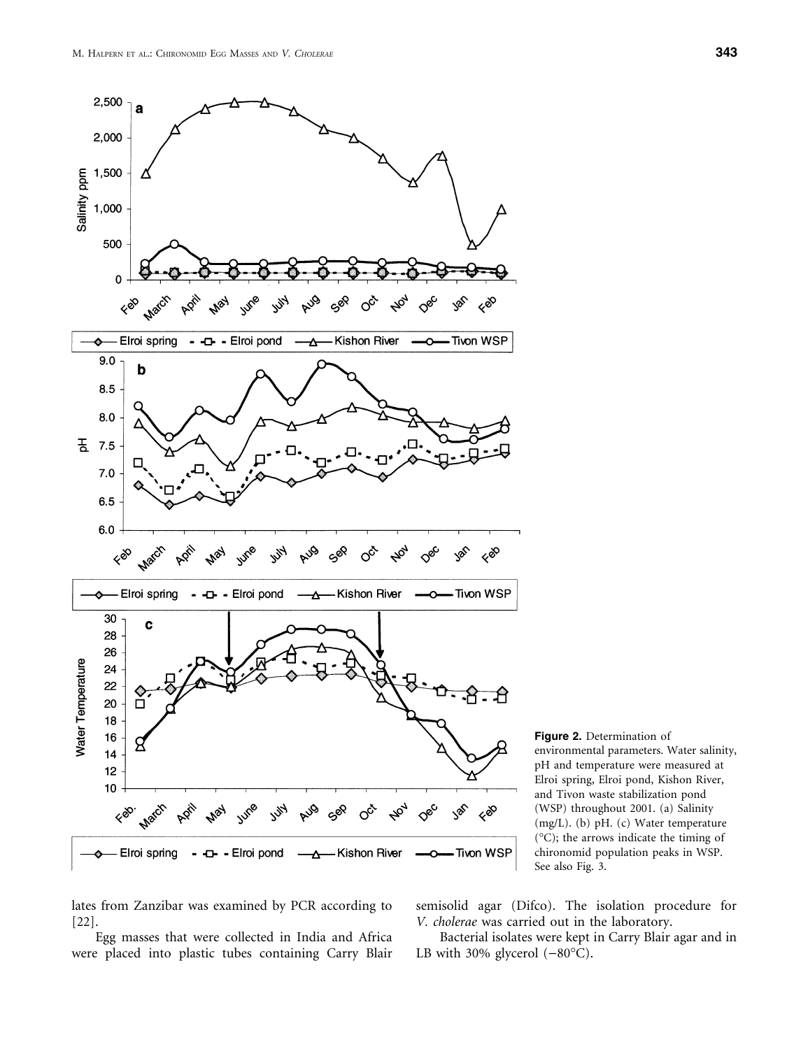**Figure 2.** Determination of environmental parameters. Water salinity, pH and temperature were measured at Elroi spring, Elroi pond, Kishon River, and Tivon waste stabilization pond (WSP) throughout 2001. (a) Salinity (mg/L). (b) pH. (c) Water temperature (°C); the arrows indicate the timing of chironomid population peaks in WSP. See also Fig. 3.

lates from Zanzibar was examined by PCR according to [22].

Egg masses that were collected in India and Africa were placed into plastic tubes containing Carry Blair semisolid agar (Difco). The isolation procedure for *V. cholerae* was carried out in the laboratory.

Bacterial isolates were kept in Carry Blair agar and in LB with 30% glycerol (−80°C).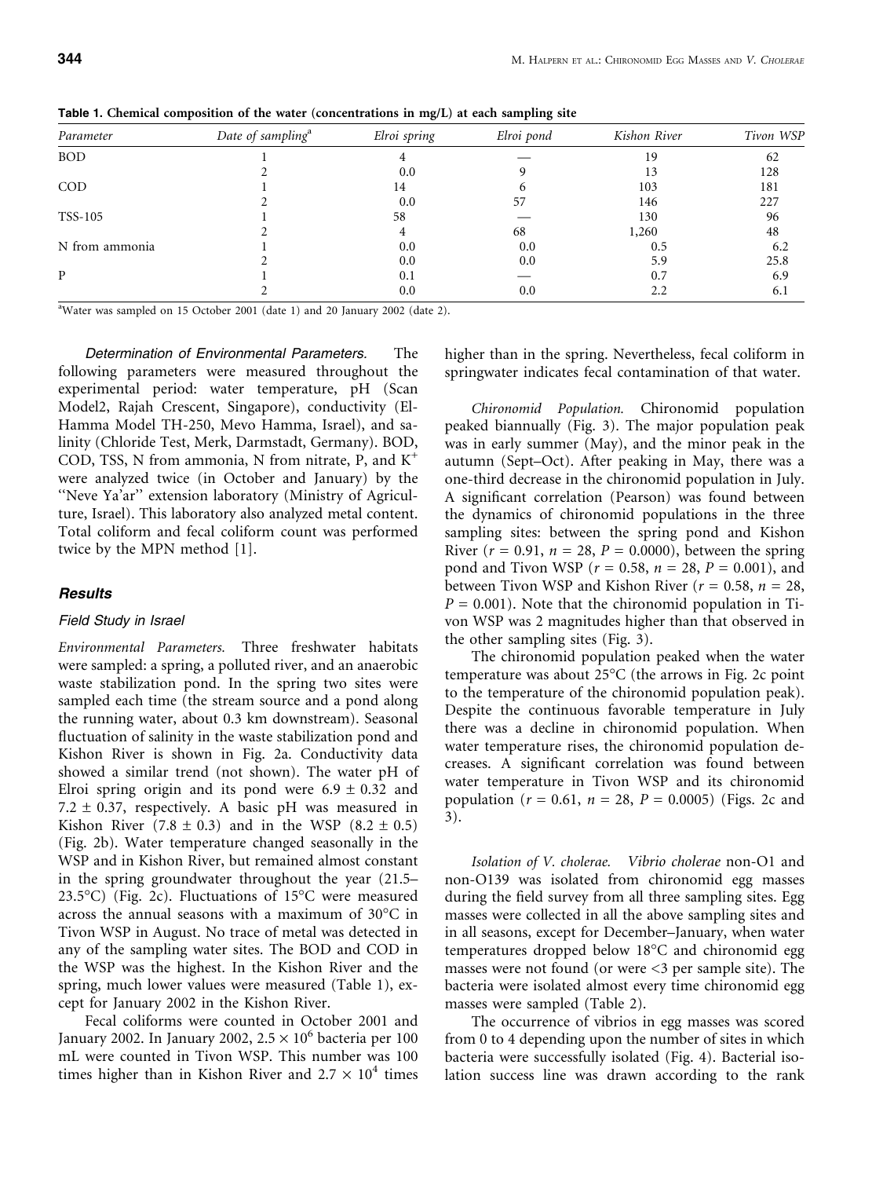**Table 1. Chemical composition of the water (concentrations in mg/L) at each sampling site**

| Parameter | Date of sampling[a] | Elroi spring | Elroi pond | Kishon River | Tivon WSP |
|---|---|---|---|---|---|
| BOD | 1 | 4 | — | 19 | 62 |
| | 2 | 0.0 | 9 | 13 | 128 |
| COD | 1 | 14 | 6 | 103 | 181 |
| | 2 | 0.0 | 57 | 146 | 227 |
| TSS-105 | 1 | 58 | — | 130 | 96 |
| | 2 | 4 | 68 | 1,260 | 48 |
| N from ammonia | 1 | 0.0 | 0.0 | 0.5 | 6.2 |
| | 2 | 0.0 | 0.0 | 5.9 | 25.8 |
| P | 1 | 0.1 | — | 0.7 | 6.9 |
| | 2 | 0.0 | 0.0 | 2.2 | 6.1 |

[a]Water was sampled on 15 October 2001 (date 1) and 20 January 2002 (date 2).

*Determination of Environmental Parameters.* The following parameters were measured throughout the experimental period: water temperature, pH (Scan Model2, Rajah Crescent, Singapore), conductivity (El-Hamma Model TH-250, Mevo Hamma, Israel), and salinity (Chloride Test, Merk, Darmstadt, Germany). BOD, COD, TSS, N from ammonia, N from nitrate, P, and $K^+$ were analyzed twice (in October and January) by the "Neve Ya'ar" extension laboratory (Ministry of Agriculture, Israel). This laboratory also analyzed metal content. Total coliform and fecal coliform count was performed twice by the MPN method [1].

## Results

### Field Study in Israel

*Environmental Parameters.* Three freshwater habitats were sampled: a spring, a polluted river, and an anaerobic waste stabilization pond. In the spring two sites were sampled each time (the stream source and a pond along the running water, about 0.3 km downstream). Seasonal fluctuation of salinity in the waste stabilization pond and Kishon River is shown in Fig. 2a. Conductivity data showed a similar trend (not shown). The water pH of Elroi spring origin and its pond were $6.9 \pm 0.32$ and $7.2 \pm 0.37$, respectively. A basic pH was measured in Kishon River ($7.8 \pm 0.3$) and in the WSP ($8.2 \pm 0.5$) (Fig. 2b). Water temperature changed seasonally in the WSP and in Kishon River, but remained almost constant in the spring groundwater throughout the year (21.5–23.5°C) (Fig. 2c). Fluctuations of 15°C were measured across the annual seasons with a maximum of 30°C in Tivon WSP in August. No trace of metal was detected in any of the sampling water sites. The BOD and COD in the WSP was the highest. In the Kishon River and the spring, much lower values were measured (Table 1), except for January 2002 in the Kishon River.

Fecal coliforms were counted in October 2001 and January 2002. In January 2002, $2.5 \times 10^6$ bacteria per 100 mL were counted in Tivon WSP. This number was 100 times higher than in Kishon River and $2.7 \times 10^4$ times higher than in the spring. Nevertheless, fecal coliform in springwater indicates fecal contamination of that water.

*Chironomid Population.* Chironomid population peaked biannually (Fig. 3). The major population peak was in early summer (May), and the minor peak in the autumn (Sept–Oct). After peaking in May, there was a one-third decrease in the chironomid population in July. A significant correlation (Pearson) was found between the dynamics of chironomid populations in the three sampling sites: between the spring pond and Kishon River ($r = 0.91$, $n = 28$, $P = 0.0000$), between the spring pond and Tivon WSP ($r = 0.58$, $n = 28$, $P = 0.001$), and between Tivon WSP and Kishon River ($r = 0.58$, $n = 28$, $P = 0.001$). Note that the chironomid population in Tivon WSP was 2 magnitudes higher than that observed in the other sampling sites (Fig. 3).

The chironomid population peaked when the water temperature was about 25°C (the arrows in Fig. 2c point to the temperature of the chironomid population peak). Despite the continuous favorable temperature in July there was a decline in chironomid population. When water temperature rises, the chironomid population decreases. A significant correlation was found between water temperature in Tivon WSP and its chironomid population ($r = 0.61$, $n = 28$, $P = 0.0005$) (Figs. 2c and 3).

*Isolation of V. cholerae. Vibrio cholerae* non-O1 and non-O139 was isolated from chironomid egg masses during the field survey from all three sampling sites. Egg masses were collected in all the above sampling sites and in all seasons, except for December–January, when water temperatures dropped below 18°C and chironomid egg masses were not found (or were <3 per sample site). The bacteria were isolated almost every time chironomid egg masses were sampled (Table 2).

The occurrence of vibrios in egg masses was scored from 0 to 4 depending upon the number of sites in which bacteria were successfully isolated (Fig. 4). Bacterial isolation success line was drawn according to the rank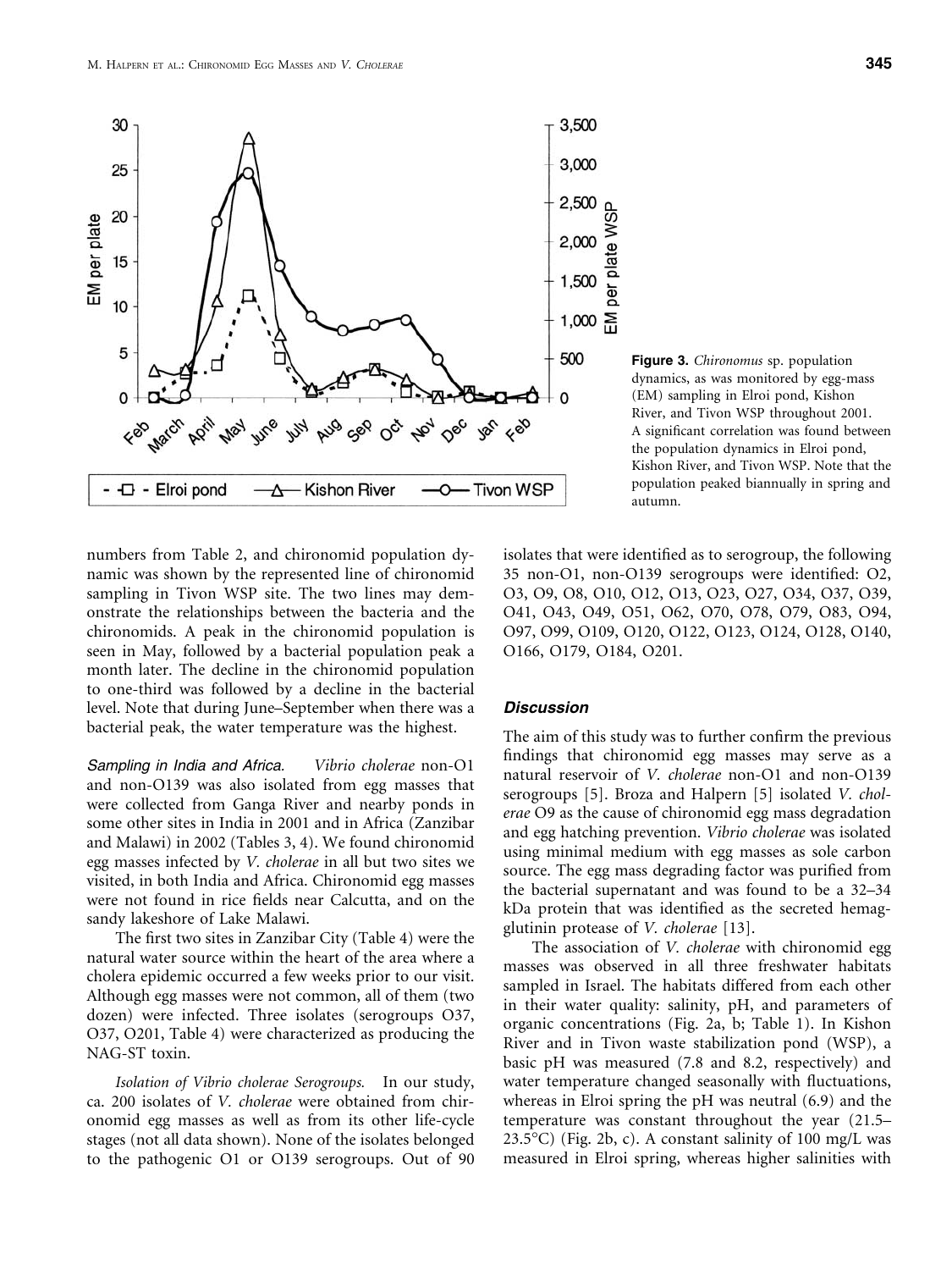**Figure 3.** *Chironomus* sp. population dynamics, as was monitored by egg-mass (EM) sampling in Elroi pond, Kishon River, and Tivon WSP throughout 2001. A significant correlation was found between the population dynamics in Elroi pond, Kishon River, and Tivon WSP. Note that the population peaked biannually in spring and autumn.

numbers from Table 2, and chironomid population dynamic was shown by the represented line of chironomid sampling in Tivon WSP site. The two lines may demonstrate the relationships between the bacteria and the chironomids. A peak in the chironomid population is seen in May, followed by a bacterial population peak a month later. The decline in the chironomid population to one-third was followed by a decline in the bacterial level. Note that during June–September when there was a bacterial peak, the water temperature was the highest.

*Sampling in India and Africa.* *Vibrio cholerae* non-O1 and non-O139 was also isolated from egg masses that were collected from Ganga River and nearby ponds in some other sites in India in 2001 and in Africa (Zanzibar and Malawi) in 2002 (Tables 3, 4). We found chironomid egg masses infected by *V. cholerae* in all but two sites we visited, in both India and Africa. Chironomid egg masses were not found in rice fields near Calcutta, and on the sandy lakeshore of Lake Malawi.

The first two sites in Zanzibar City (Table 4) were the natural water source within the heart of the area where a cholera epidemic occurred a few weeks prior to our visit. Although egg masses were not common, all of them (two dozen) were infected. Three isolates (serogroups O37, O37, O201, Table 4) were characterized as producing the NAG-ST toxin.

*Isolation of Vibrio cholerae Serogroups.* In our study, ca. 200 isolates of *V. cholerae* were obtained from chironomid egg masses as well as from its other life-cycle stages (not all data shown). None of the isolates belonged to the pathogenic O1 or O139 serogroups. Out of 90 isolates that were identified as to serogroup, the following 35 non-O1, non-O139 serogroups were identified: O2, O3, O9, O8, O10, O12, O13, O23, O27, O34, O37, O39, O41, O43, O49, O51, O62, O70, O78, O79, O83, O94, O97, O99, O109, O120, O122, O123, O124, O128, O140, O166, O179, O184, O201.

## Discussion

The aim of this study was to further confirm the previous findings that chironomid egg masses may serve as a natural reservoir of *V. cholerae* non-O1 and non-O139 serogroups [5]. Broza and Halpern [5] isolated *V. cholerae* O9 as the cause of chironomid egg mass degradation and egg hatching prevention. *Vibrio cholerae* was isolated using minimal medium with egg masses as sole carbon source. The egg mass degrading factor was purified from the bacterial supernatant and was found to be a 32–34 kDa protein that was identified as the secreted hemagglutinin protease of *V. cholerae* [13].

The association of *V. cholerae* with chironomid egg masses was observed in all three freshwater habitats sampled in Israel. The habitats differed from each other in their water quality: salinity, pH, and parameters of organic concentrations (Fig. 2a, b; Table 1). In Kishon River and in Tivon waste stabilization pond (WSP), a basic pH was measured (7.8 and 8.2, respectively) and water temperature changed seasonally with fluctuations, whereas in Elroi spring the pH was neutral (6.9) and the temperature was constant throughout the year (21.5–23.5°C) (Fig. 2b, c). A constant salinity of 100 mg/L was measured in Elroi spring, whereas higher salinities with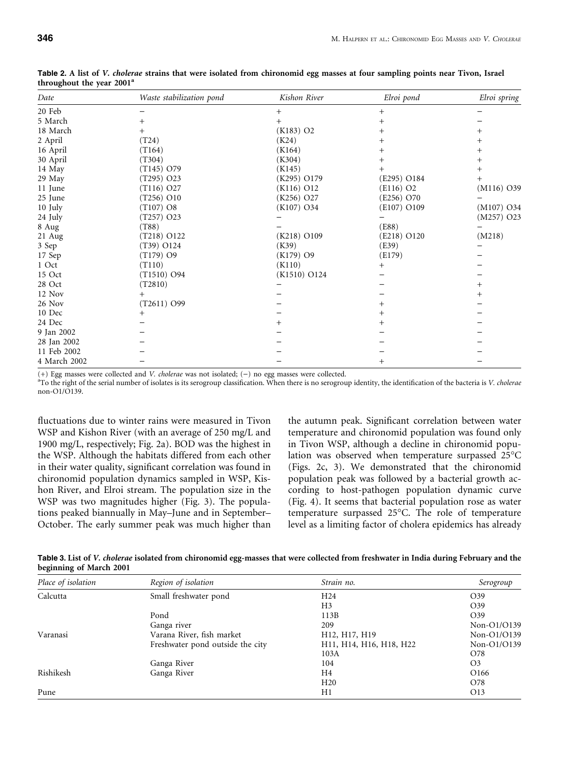**Table 2. A list of *V. cholerae* strains that were isolated from chironomid egg masses at four sampling points near Tivon, Israel throughout the year 2001[a]**

| *Date* | *Waste stabilization pond* | *Kishon River* | *Elroi pond* | *Elroi spring* |
|---|---|---|---|---|
| 20 Feb | − | + | + | − |
| 5 March | + | + | + | − |
| 18 March | + | (K183) O2 | + | + |
| 2 April | (T24) | (K24) | + | + |
| 16 April | (T164) | (K164) | + | + |
| 30 April | (T304) | (K304) | + | + |
| 14 May | (T145) O79 | (K145) | + | + |
| 29 May | (T295) O23 | (K295) O179 | (E295) O184 | + |
| 11 June | (T116) O27 | (K116) O12 | (E116) O2 | (M116) O39 |
| 25 June | (T256) O10 | (K256) O27 | (E256) O70 | − |
| 10 July | (T107) O8 | (K107) O34 | (E107) O109 | (M107) O34 |
| 24 July | (T257) O23 | − | − | (M257) O23 |
| 8 Aug | (T88) | − | (E88) | − |
| 21 Aug | (T218) O122 | (K218) O109 | (E218) O120 | (M218) |
| 3 Sep | (T39) O124 | (K39) | (E39) | − |
| 17 Sep | (T179) O9 | (K179) O9 | (E179) | − |
| 1 Oct | (T110) | (K110) | + | − |
| 15 Oct | (T1510) O94 | (K1510) O124 | − | − |
| 28 Oct | (T2810) | − | − | + |
| 12 Nov | + | − | − | + |
| 26 Nov | (T2611) O99 | − | + | − |
| 10 Dec | + | − | + | − |
| 24 Dec | − | + | + | − |
| 9 Jan 2002 | − | − | − | − |
| 28 Jan 2002 | − | − | − | − |
| 11 Feb 2002 | − | − | − | − |
| 4 March 2002 | − | − | + | − |

(+) Egg masses were collected and *V. cholerae* was not isolated; (−) no egg masses were collected.
[a]To the right of the serial number of isolates is its serogroup classification. When there is no serogroup identity, the identification of the bacteria is *V. cholerae* non-O1/O139.

fluctuations due to winter rains were measured in Tivon WSP and Kishon River (with an average of 250 mg/L and 1900 mg/L, respectively; Fig. 2a). BOD was the highest in the WSP. Although the habitats differed from each other in their water quality, significant correlation was found in chironomid population dynamics sampled in WSP, Kishon River, and Elroi stream. The population size in the WSP was two magnitudes higher (Fig. 3). The populations peaked biannually in May–June and in September–October. The early summer peak was much higher than the autumn peak. Significant correlation between water temperature and chironomid population was found only in Tivon WSP, although a decline in chironomid population was observed when temperature surpassed 25°C (Figs. 2c, 3). We demonstrated that the chironomid population peak was followed by a bacterial growth according to host-pathogen population dynamic curve (Fig. 4). It seems that bacterial population rose as water temperature surpassed 25°C. The role of temperature level as a limiting factor of cholera epidemics has already

**Table 3. List of *V. cholerae* isolated from chironomid egg-masses that were collected from freshwater in India during February and the beginning of March 2001**

| *Place of isolation* | *Region of isolation* | *Strain no.* | *Serogroup* |
|---|---|---|---|
| Calcutta | Small freshwater pond | H24 | O39 |
| | | H3 | O39 |
| | Pond | 113B | O39 |
| | Ganga river | 209 | Non-O1/O139 |
| Varanasi | Varana River, fish market | H12, H17, H19 | Non-O1/O139 |
| | Freshwater pond outside the city | H11, H14, H16, H18, H22 | Non-O1/O139 |
| | | 103A | O78 |
| | Ganga River | 104 | O3 |
| Rishikesh | Ganga River | H4 | O166 |
| | | H20 | O78 |
| Pune | | H1 | O13 |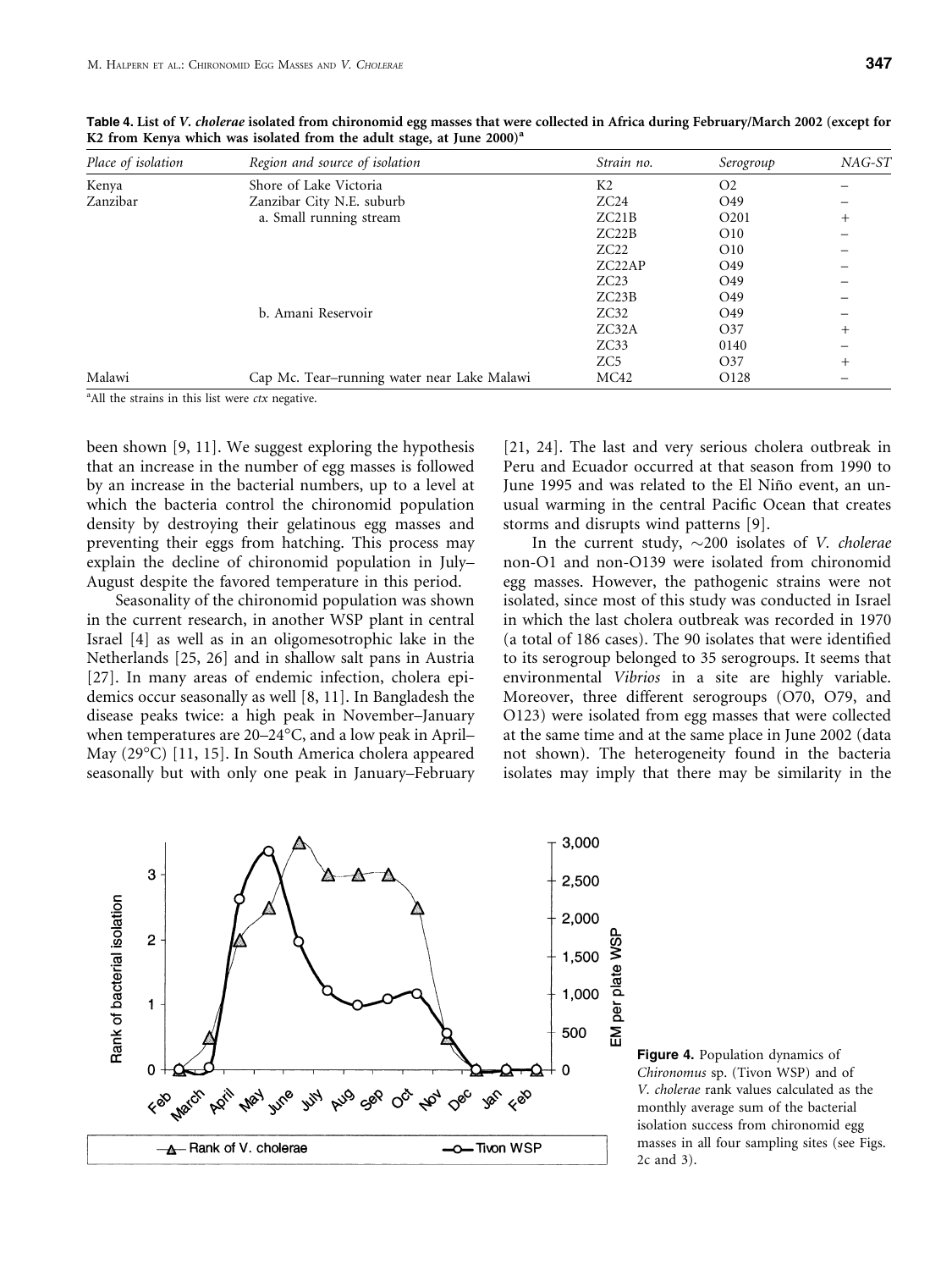**Table 4. List of *V. cholerae* isolated from chironomid egg masses that were collected in Africa during February/March 2002 (except for K2 from Kenya which was isolated from the adult stage, at June 2000)[a]**

| *Place of isolation* | *Region and source of isolation* | *Strain no.* | *Serogroup* | *NAG-ST* |
|---|---|---|---|---|
| Kenya | Shore of Lake Victoria | K2 | O2 | − |
| Zanzibar | Zanzibar City N.E. suburb | ZC24 | O49 | − |
| | a. Small running stream | ZC21B | O201 | + |
| | | ZC22B | O10 | − |
| | | ZC22 | O10 | − |
| | | ZC22AP | O49 | − |
| | | ZC23 | O49 | − |
| | | ZC23B | O49 | − |
| | b. Amani Reservoir | ZC32 | O49 | − |
| | | ZC32A | O37 | + |
| | | ZC33 | 0140 | − |
| | | ZC5 | O37 | + |
| Malawi | Cap Mc. Tear–running water near Lake Malawi | MC42 | O128 | − |

[a]All the strains in this list were *ctx* negative.

been shown [9, 11]. We suggest exploring the hypothesis that an increase in the number of egg masses is followed by an increase in the bacterial numbers, up to a level at which the bacteria control the chironomid population density by destroying their gelatinous egg masses and preventing their eggs from hatching. This process may explain the decline of chironomid population in July–August despite the favored temperature in this period.

Seasonality of the chironomid population was shown in the current research, in another WSP plant in central Israel [4] as well as in an oligomesotrophic lake in the Netherlands [25, 26] and in shallow salt pans in Austria [27]. In many areas of endemic infection, cholera epidemics occur seasonally as well [8, 11]. In Bangladesh the disease peaks twice: a high peak in November–January when temperatures are 20–24°C, and a low peak in April–May (29°C) [11, 15]. In South America cholera appeared seasonally but with only one peak in January–February [21, 24]. The last and very serious cholera outbreak in Peru and Ecuador occurred at that season from 1990 to June 1995 and was related to the El Niño event, an unusual warming in the central Pacific Ocean that creates storms and disrupts wind patterns [9].

In the current study, ~200 isolates of *V. cholerae* non-O1 and non-O139 were isolated from chironomid egg masses. However, the pathogenic strains were not isolated, since most of this study was conducted in Israel in which the last cholera outbreak was recorded in 1970 (a total of 186 cases). The 90 isolates that were identified to its serogroup belonged to 35 serogroups. It seems that environmental *Vibrios* in a site are highly variable. Moreover, three different serogroups (O70, O79, and O123) were isolated from egg masses that were collected at the same time and at the same place in June 2002 (data not shown). The heterogeneity found in the bacteria isolates may imply that there may be similarity in the

**Figure 4.** Population dynamics of *Chironomus* sp. (Tivon WSP) and of *V. cholerae* rank values calculated as the monthly average sum of the bacterial isolation success from chironomid egg masses in all four sampling sites (see Figs. 2c and 3).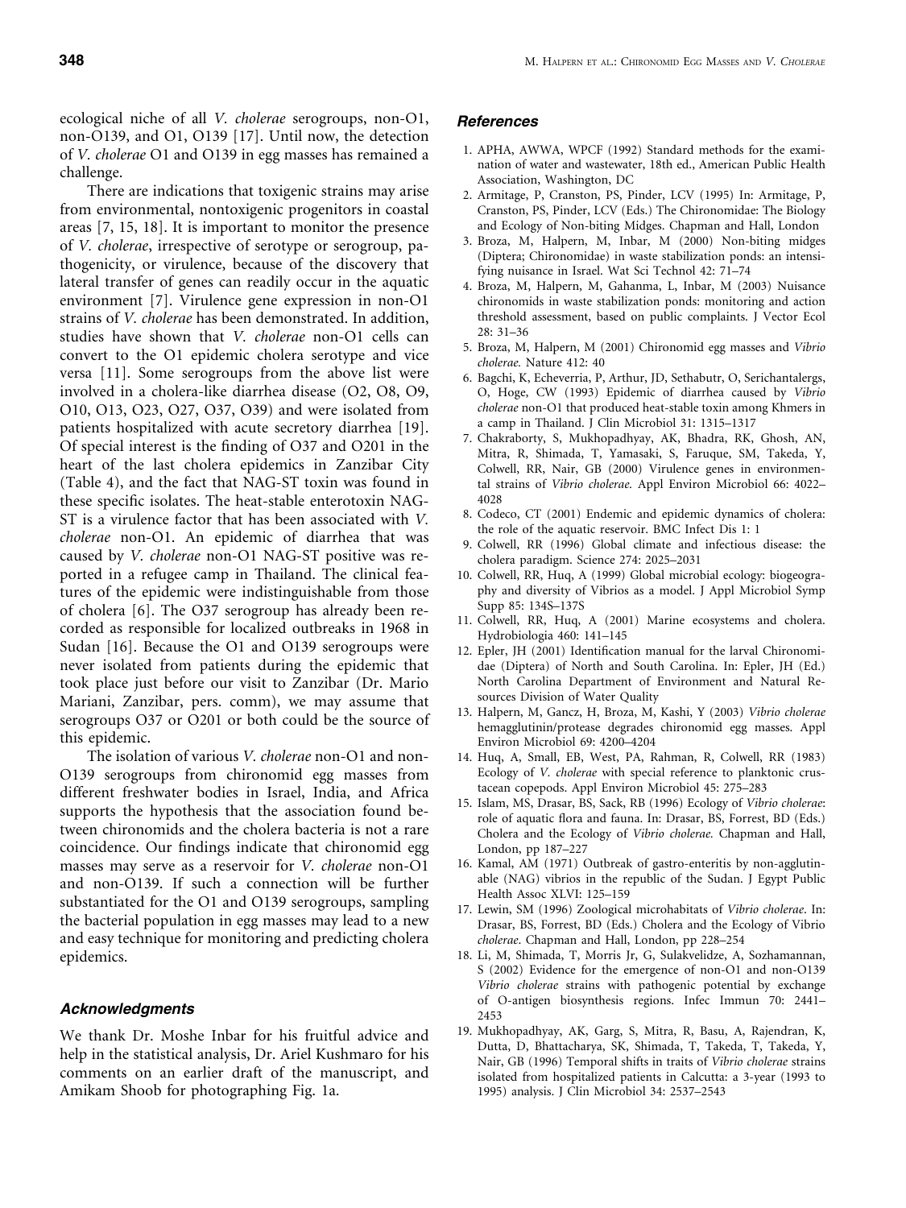ecological niche of all *V. cholerae* serogroups, non-O1, non-O139, and O1, O139 [17]. Until now, the detection of *V. cholerae* O1 and O139 in egg masses has remained a challenge.

There are indications that toxigenic strains may arise from environmental, nontoxigenic progenitors in coastal areas [7, 15, 18]. It is important to monitor the presence of *V. cholerae*, irrespective of serotype or serogroup, pathogenicity, or virulence, because of the discovery that lateral transfer of genes can readily occur in the aquatic environment [7]. Virulence gene expression in non-O1 strains of *V. cholerae* has been demonstrated. In addition, studies have shown that *V. cholerae* non-O1 cells can convert to the O1 epidemic cholera serotype and vice versa [11]. Some serogroups from the above list were involved in a cholera-like diarrhea disease (O2, O8, O9, O10, O13, O23, O27, O37, O39) and were isolated from patients hospitalized with acute secretory diarrhea [19]. Of special interest is the finding of O37 and O201 in the heart of the last cholera epidemics in Zanzibar City (Table 4), and the fact that NAG-ST toxin was found in these specific isolates. The heat-stable enterotoxin NAG-ST is a virulence factor that has been associated with *V. cholerae* non-O1. An epidemic of diarrhea that was caused by *V. cholerae* non-O1 NAG-ST positive was reported in a refugee camp in Thailand. The clinical features of the epidemic were indistinguishable from those of cholera [6]. The O37 serogroup has already been recorded as responsible for localized outbreaks in 1968 in Sudan [16]. Because the O1 and O139 serogroups were never isolated from patients during the epidemic that took place just before our visit to Zanzibar (Dr. Mario Mariani, Zanzibar, pers. comm), we may assume that serogroups O37 or O201 or both could be the source of this epidemic.

The isolation of various *V. cholerae* non-O1 and non-O139 serogroups from chironomid egg masses from different freshwater bodies in Israel, India, and Africa supports the hypothesis that the association found between chironomids and the cholera bacteria is not a rare coincidence. Our findings indicate that chironomid egg masses may serve as a reservoir for *V. cholerae* non-O1 and non-O139. If such a connection will be further substantiated for the O1 and O139 serogroups, sampling the bacterial population in egg masses may lead to a new and easy technique for monitoring and predicting cholera epidemics.

### Acknowledgments

We thank Dr. Moshe Inbar for his fruitful advice and help in the statistical analysis, Dr. Ariel Kushmaro for his comments on an earlier draft of the manuscript, and Amikam Shoob for photographing Fig. 1a.

### References

1. APHA, AWWA, WPCF (1992) Standard methods for the examination of water and wastewater, 18th ed., American Public Health Association, Washington, DC
2. Armitage, P, Cranston, PS, Pinder, LCV (1995) In: Armitage, P, Cranston, PS, Pinder, LCV (Eds.) The Chironomidae: The Biology and Ecology of Non-biting Midges. Chapman and Hall, London
3. Broza, M, Halpern, M, Inbar, M (2000) Non-biting midges (Diptera; Chironomidae) in waste stabilization ponds: an intensifying nuisance in Israel. Wat Sci Technol 42: 71–74
4. Broza, M, Halpern, M, Gahanma, L, Inbar, M (2003) Nuisance chironomids in waste stabilization ponds: monitoring and action threshold assessment, based on public complaints. J Vector Ecol 28: 31–36
5. Broza, M, Halpern, M (2001) Chironomid egg masses and *Vibrio cholerae.* Nature 412: 40
6. Bagchi, K, Echeverria, P, Arthur, JD, Sethabutr, O, Serichantalergs, O, Hoge, CW (1993) Epidemic of diarrhea caused by *Vibrio cholerae* non-O1 that produced heat-stable toxin among Khmers in a camp in Thailand. J Clin Microbiol 31: 1315–1317
7. Chakraborty, S, Mukhopadhyay, AK, Bhadra, RK, Ghosh, AN, Mitra, R, Shimada, T, Yamasaki, S, Faruque, SM, Takeda, Y, Colwell, RR, Nair, GB (2000) Virulence genes in environmental strains of *Vibrio cholerae.* Appl Environ Microbiol 66: 4022–4028
8. Codeco, CT (2001) Endemic and epidemic dynamics of cholera: the role of the aquatic reservoir. BMC Infect Dis 1: 1
9. Colwell, RR (1996) Global climate and infectious disease: the cholera paradigm. Science 274: 2025–2031
10. Colwell, RR, Huq, A (1999) Global microbial ecology: biogeography and diversity of Vibrios as a model. J Appl Microbiol Symp Supp 85: 134S–137S
11. Colwell, RR, Huq, A (2001) Marine ecosystems and cholera. Hydrobiologia 460: 141–145
12. Epler, JH (2001) Identification manual for the larval Chironomidae (Diptera) of North and South Carolina. In: Epler, JH (Ed.) North Carolina Department of Environment and Natural Resources Division of Water Quality
13. Halpern, M, Gancz, H, Broza, M, Kashi, Y (2003) *Vibrio cholerae* hemagglutinin/protease degrades chironomid egg masses. Appl Environ Microbiol 69: 4200–4204
14. Huq, A, Small, EB, West, PA, Rahman, R, Colwell, RR (1983) Ecology of *V. cholerae* with special reference to planktonic crustacean copepods. Appl Environ Microbiol 45: 275–283
15. Islam, MS, Drasar, BS, Sack, RB (1996) Ecology of *Vibrio cholerae*: role of aquatic flora and fauna. In: Drasar, BS, Forrest, BD (Eds.) Cholera and the Ecology of *Vibrio cholerae.* Chapman and Hall, London, pp 187–227
16. Kamal, AM (1971) Outbreak of gastro-enteritis by non-agglutinable (NAG) vibrios in the republic of the Sudan. J Egypt Public Health Assoc XLVI: 125–159
17. Lewin, SM (1996) Zoological microhabitats of *Vibrio cholerae*. In: Drasar, BS, Forrest, BD (Eds.) Cholera and the Ecology of Vibrio *cholerae*. Chapman and Hall, London, pp 228–254
18. Li, M, Shimada, T, Morris Jr, G, Sulakvelidze, A, Sozhamannan, S (2002) Evidence for the emergence of non-O1 and non-O139 *Vibrio cholerae* strains with pathogenic potential by exchange of O-antigen biosynthesis regions. Infec Immun 70: 2441–2453
19. Mukhopadhyay, AK, Garg, S, Mitra, R, Basu, A, Rajendran, K, Dutta, D, Bhattacharya, SK, Shimada, T, Takeda, T, Takeda, Y, Nair, GB (1996) Temporal shifts in traits of *Vibrio cholerae* strains isolated from hospitalized patients in Calcutta: a 3-year (1993 to 1995) analysis. J Clin Microbiol 34: 2537–2543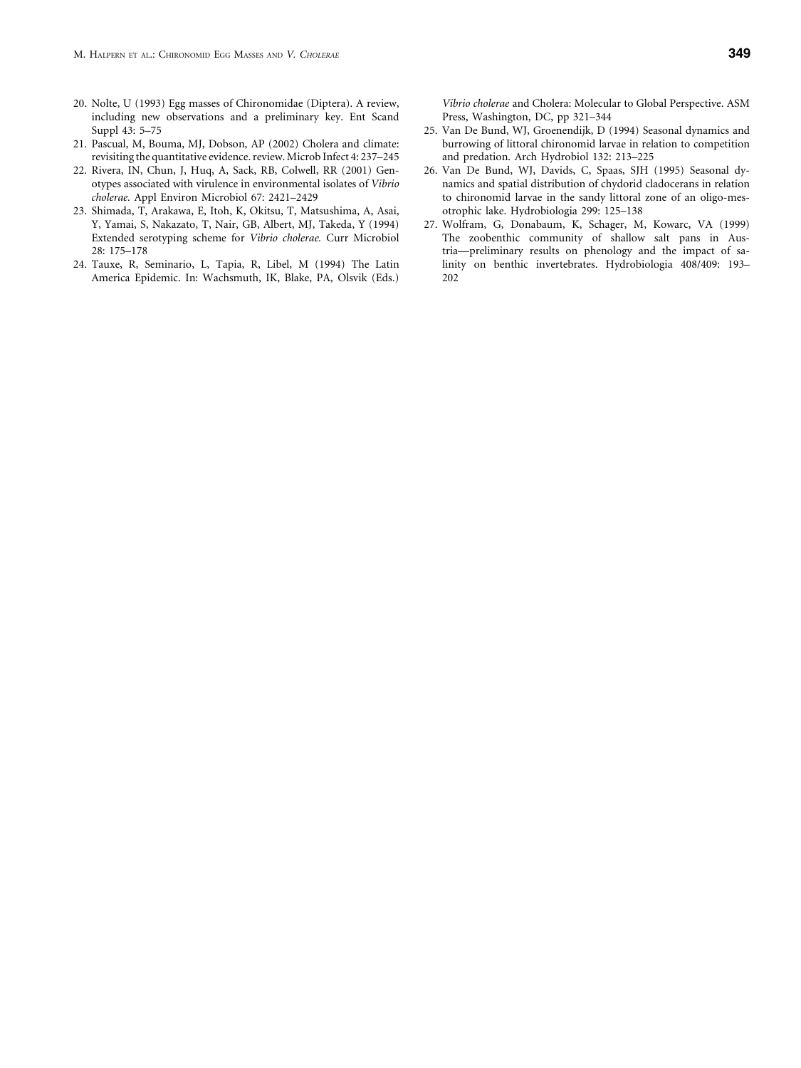20. Nolte, U (1993) Egg masses of Chironomidae (Diptera). A review, including new observations and a preliminary key. Ent Scand Suppl 43: 5–75
21. Pascual, M, Bouma, MJ, Dobson, AP (2002) Cholera and climate: revisiting the quantitative evidence. review. Microb Infect 4: 237–245
22. Rivera, IN, Chun, J, Huq, A, Sack, RB, Colwell, RR (2001) Genotypes associated with virulence in environmental isolates of *Vibrio cholerae*. Appl Environ Microbiol 67: 2421–2429
23. Shimada, T, Arakawa, E, Itoh, K, Okitsu, T, Matsushima, A, Asai, Y, Yamai, S, Nakazato, T, Nair, GB, Albert, MJ, Takeda, Y (1994) Extended serotyping scheme for *Vibrio cholerae*. Curr Microbiol 28: 175–178
24. Tauxe, R, Seminario, L, Tapia, R, Libel, M (1994) The Latin America Epidemic. In: Wachsmuth, IK, Blake, PA, Olsvik (Eds.) *Vibrio cholerae* and Cholera: Molecular to Global Perspective. ASM Press, Washington, DC, pp 321–344
25. Van De Bund, WJ, Groenendijk, D (1994) Seasonal dynamics and burrowing of littoral chironomid larvae in relation to competition and predation. Arch Hydrobiol 132: 213–225
26. Van De Bund, WJ, Davids, C, Spaas, SJH (1995) Seasonal dynamics and spatial distribution of chydorid cladocerans in relation to chironomid larvae in the sandy littoral zone of an oligo-mesotrophic lake. Hydrobiologia 299: 125–138
27. Wolfram, G, Donabaum, K, Schager, M, Kowarc, VA (1999) The zoobenthic community of shallow salt pans in Austria—preliminary results on phenology and the impact of salinity on benthic invertebrates. Hydrobiologia 408/409: 193–202